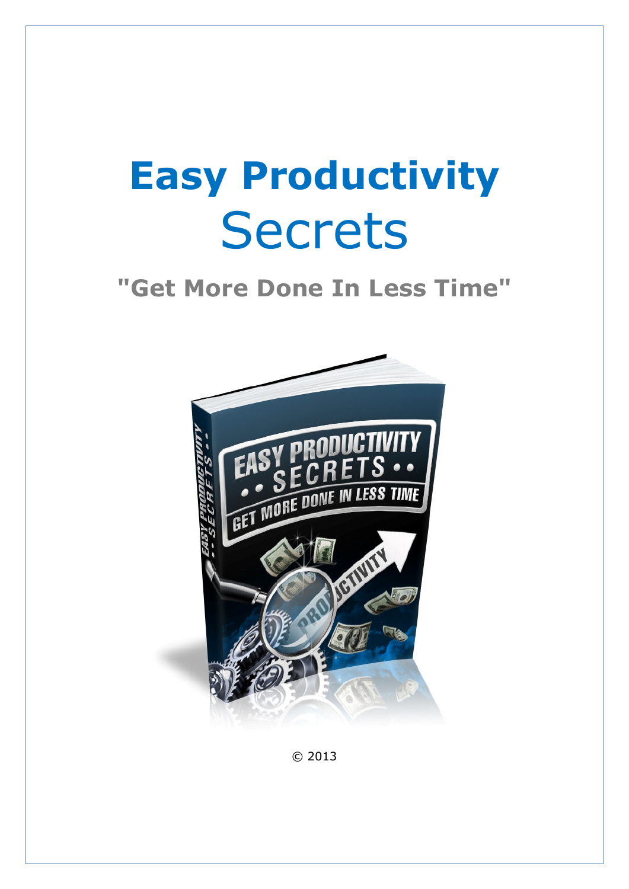# Easy Productivity Secrets

## "Get More Done In Less Time"

© 2013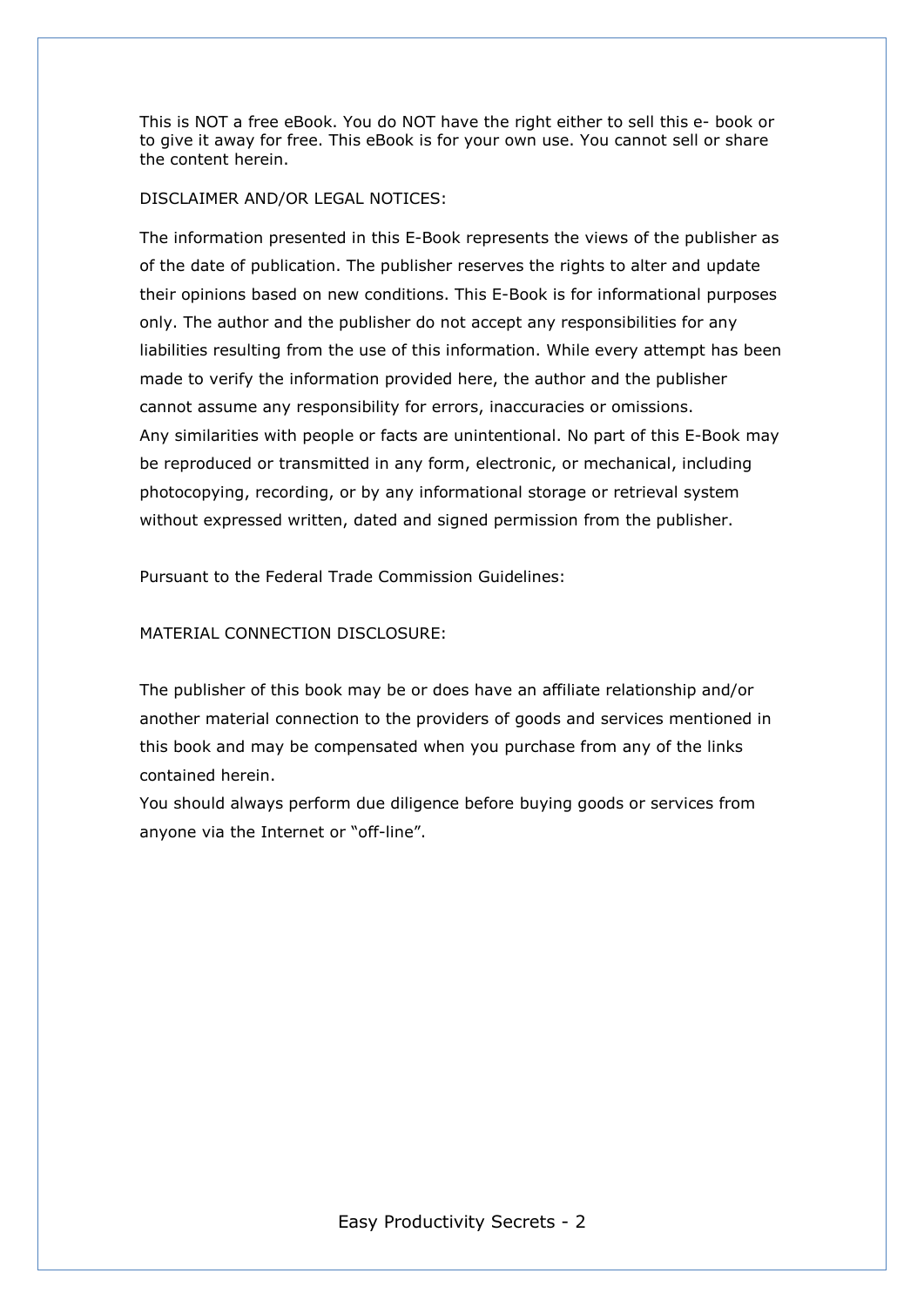This is NOT a free eBook. You do NOT have the right either to sell this e- book or to give it away for free. This eBook is for your own use. You cannot sell or share the content herein.

DISCLAIMER AND/OR LEGAL NOTICES:

The information presented in this E-Book represents the views of the publisher as of the date of publication. The publisher reserves the rights to alter and update their opinions based on new conditions. This E-Book is for informational purposes only. The author and the publisher do not accept any responsibilities for any liabilities resulting from the use of this information. While every attempt has been made to verify the information provided here, the author and the publisher cannot assume any responsibility for errors, inaccuracies or omissions.
Any similarities with people or facts are unintentional. No part of this E-Book may be reproduced or transmitted in any form, electronic, or mechanical, including photocopying, recording, or by any informational storage or retrieval system without expressed written, dated and signed permission from the publisher.

Pursuant to the Federal Trade Commission Guidelines:

MATERIAL CONNECTION DISCLOSURE:

The publisher of this book may be or does have an affiliate relationship and/or another material connection to the providers of goods and services mentioned in this book and may be compensated when you purchase from any of the links contained herein.
You should always perform due diligence before buying goods or services from anyone via the Internet or "off-line".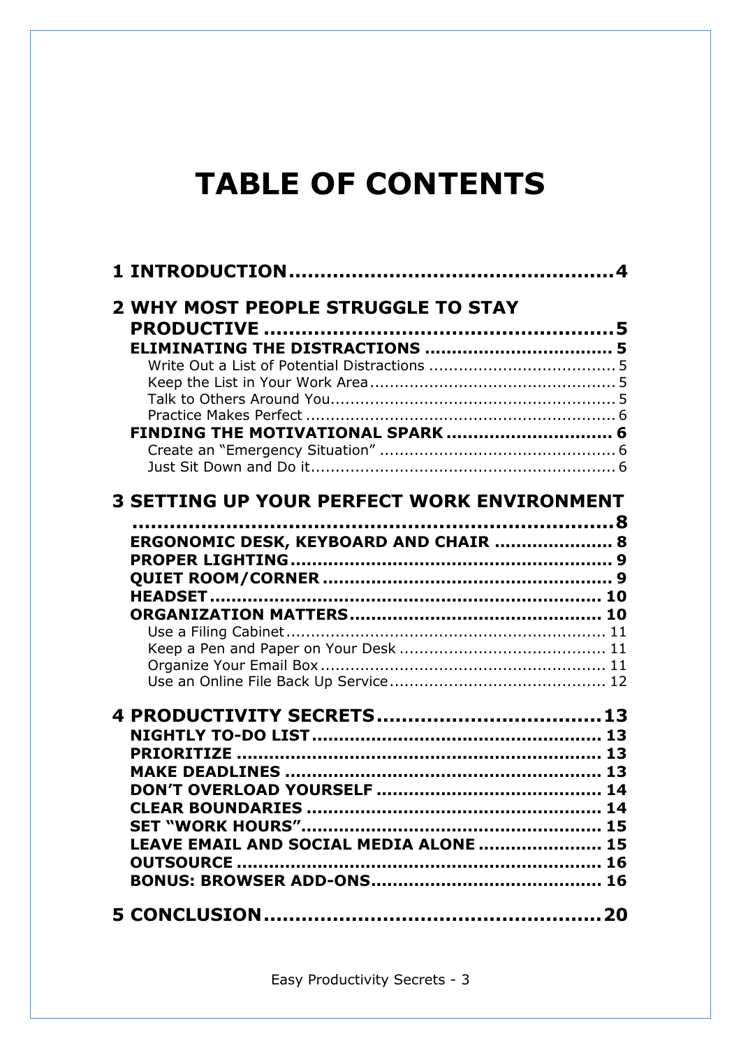# TABLE OF CONTENTS

**1 INTRODUCTION....................................................4**

**2 WHY MOST PEOPLE STRUGGLE TO STAY PRODUCTIVE ........................................................5**

- **ELIMINATING THE DISTRACTIONS .................................. 5**
  - Write Out a List of Potential Distractions ...................................... 5
  - Keep the List in Your Work Area................................................. 5
  - Talk to Others Around You.......................................................... 5
  - Practice Makes Perfect ............................................................... 6
- **FINDING THE MOTIVATIONAL SPARK .............................. 6**
  - Create an "Emergency Situation" ................................................ 6
  - Just Sit Down and Do it............................................................... 6

**3 SETTING UP YOUR PERFECT WORK ENVIRONMENT ..............................................................................8**

- **ERGONOMIC DESK, KEYBOARD AND CHAIR ...................... 8**
- **PROPER LIGHTING........................................................... 9**
- **QUIET ROOM/CORNER ..................................................... 9**
- **HEADSET....................................................................... 10**
- **ORGANIZATION MATTERS.............................................. 10**
  - Use a Filing Cabinet................................................................ 11
  - Keep a Pen and Paper on Your Desk .......................................... 11
  - Organize Your Email Box .......................................................... 11
  - Use an Online File Back Up Service............................................ 12

**4 PRODUCTIVITY SECRETS...................................13**

- **NIGHTLY TO-DO LIST..................................................... 13**
- **PRIORITIZE .................................................................. 13**
- **MAKE DEADLINES .......................................................... 13**
- **DON'T OVERLOAD YOURSELF .......................................... 14**
- **CLEAR BOUNDARIES ....................................................... 14**
- **SET "WORK HOURS"........................................................ 15**
- **LEAVE EMAIL AND SOCIAL MEDIA ALONE ....................... 15**
- **OUTSOURCE .................................................................. 16**
- **BONUS: BROWSER ADD-ONS.......................................... 16**

**5 CONCLUSION.....................................................20**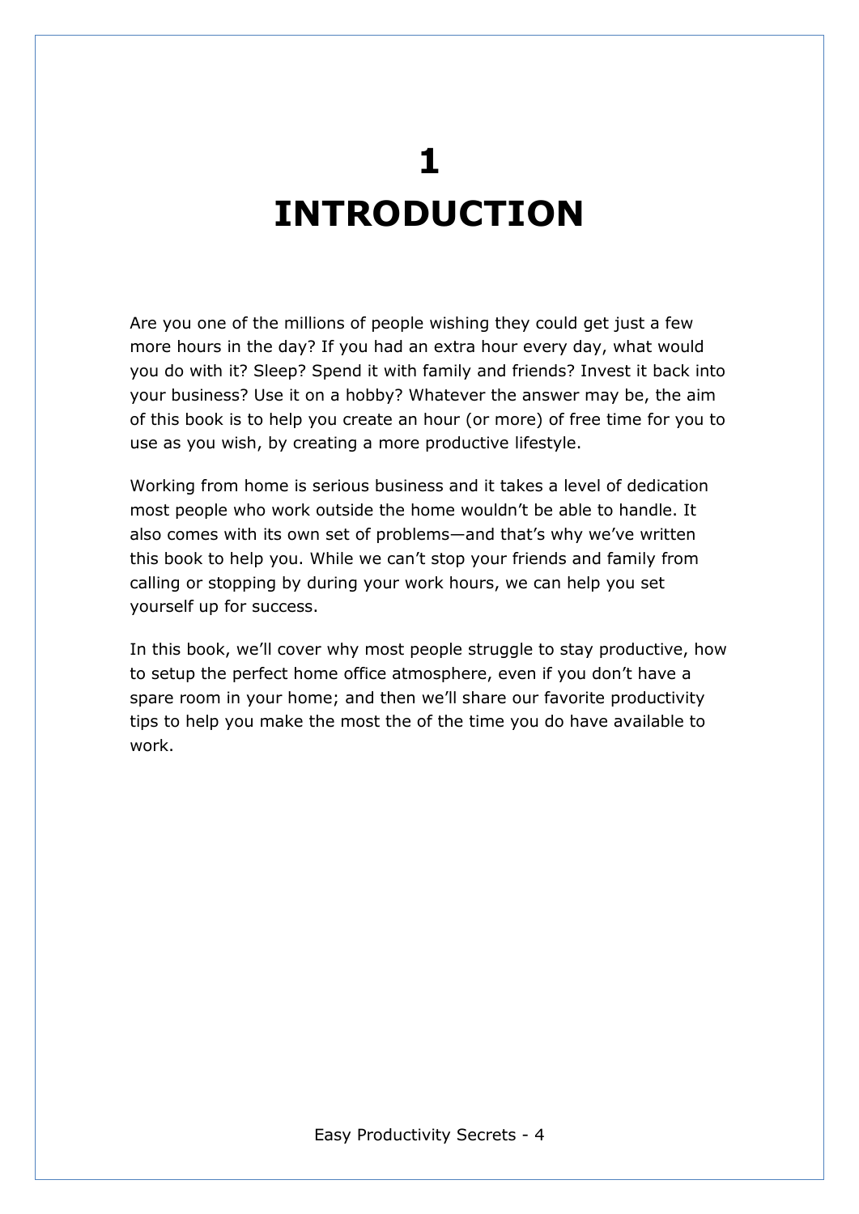# 1 INTRODUCTION

Are you one of the millions of people wishing they could get just a few more hours in the day? If you had an extra hour every day, what would you do with it? Sleep? Spend it with family and friends? Invest it back into your business? Use it on a hobby? Whatever the answer may be, the aim of this book is to help you create an hour (or more) of free time for you to use as you wish, by creating a more productive lifestyle.

Working from home is serious business and it takes a level of dedication most people who work outside the home wouldn't be able to handle. It also comes with its own set of problems—and that's why we've written this book to help you. While we can't stop your friends and family from calling or stopping by during your work hours, we can help you set yourself up for success.

In this book, we'll cover why most people struggle to stay productive, how to setup the perfect home office atmosphere, even if you don't have a spare room in your home; and then we'll share our favorite productivity tips to help you make the most the of the time you do have available to work.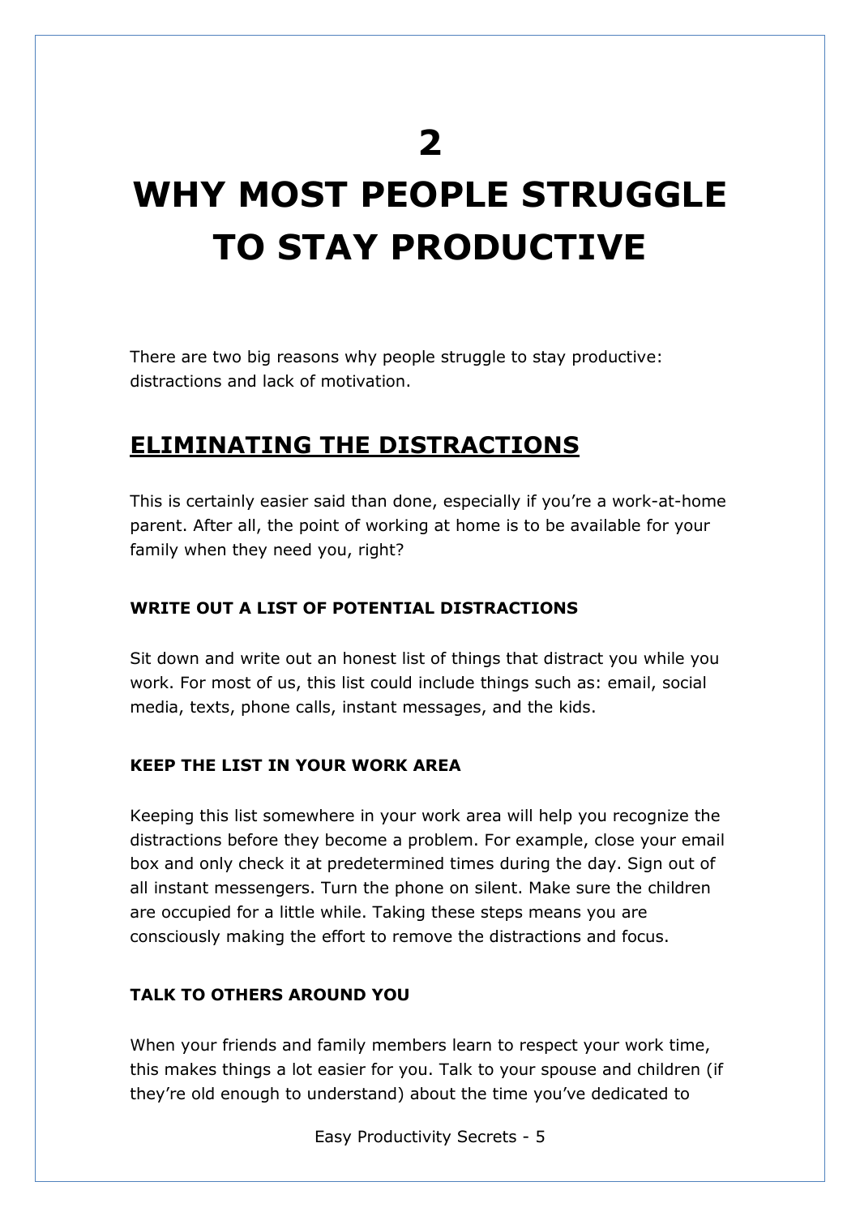# 2

# WHY MOST PEOPLE STRUGGLE TO STAY PRODUCTIVE

There are two big reasons why people struggle to stay productive: distractions and lack of motivation.

## ELIMINATING THE DISTRACTIONS

This is certainly easier said than done, especially if you're a work-at-home parent. After all, the point of working at home is to be available for your family when they need you, right?

### WRITE OUT A LIST OF POTENTIAL DISTRACTIONS

Sit down and write out an honest list of things that distract you while you work. For most of us, this list could include things such as: email, social media, texts, phone calls, instant messages, and the kids.

### KEEP THE LIST IN YOUR WORK AREA

Keeping this list somewhere in your work area will help you recognize the distractions before they become a problem. For example, close your email box and only check it at predetermined times during the day. Sign out of all instant messengers. Turn the phone on silent. Make sure the children are occupied for a little while. Taking these steps means you are consciously making the effort to remove the distractions and focus.

### TALK TO OTHERS AROUND YOU

When your friends and family members learn to respect your work time, this makes things a lot easier for you. Talk to your spouse and children (if they're old enough to understand) about the time you've dedicated to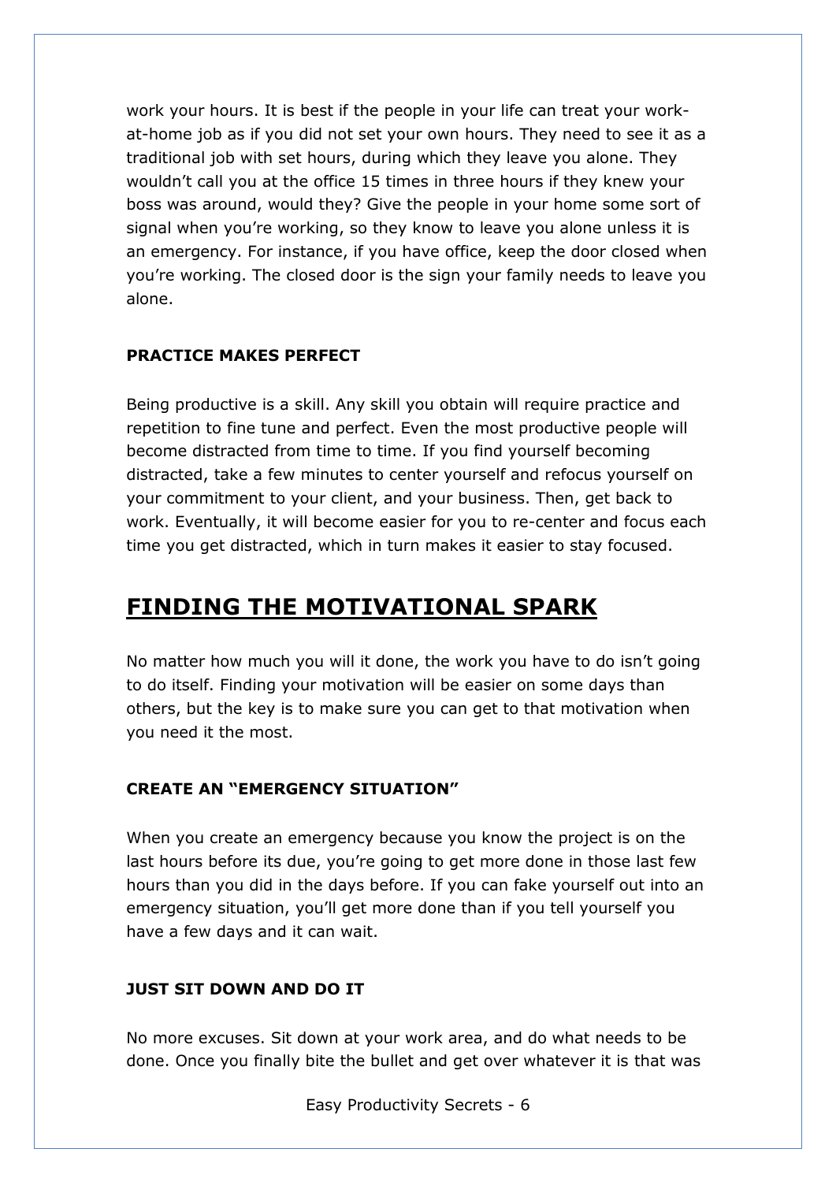work your hours. It is best if the people in your life can treat your work-at-home job as if you did not set your own hours. They need to see it as a traditional job with set hours, during which they leave you alone. They wouldn't call you at the office 15 times in three hours if they knew your boss was around, would they? Give the people in your home some sort of signal when you're working, so they know to leave you alone unless it is an emergency. For instance, if you have office, keep the door closed when you're working. The closed door is the sign your family needs to leave you alone.

### PRACTICE MAKES PERFECT

Being productive is a skill. Any skill you obtain will require practice and repetition to fine tune and perfect. Even the most productive people will become distracted from time to time. If you find yourself becoming distracted, take a few minutes to center yourself and refocus yourself on your commitment to your client, and your business. Then, get back to work. Eventually, it will become easier for you to re-center and focus each time you get distracted, which in turn makes it easier to stay focused.

## FINDING THE MOTIVATIONAL SPARK

No matter how much you will it done, the work you have to do isn't going to do itself. Finding your motivation will be easier on some days than others, but the key is to make sure you can get to that motivation when you need it the most.

### CREATE AN "EMERGENCY SITUATION"

When you create an emergency because you know the project is on the last hours before its due, you're going to get more done in those last few hours than you did in the days before. If you can fake yourself out into an emergency situation, you'll get more done than if you tell yourself you have a few days and it can wait.

### JUST SIT DOWN AND DO IT

No more excuses. Sit down at your work area, and do what needs to be done. Once you finally bite the bullet and get over whatever it is that was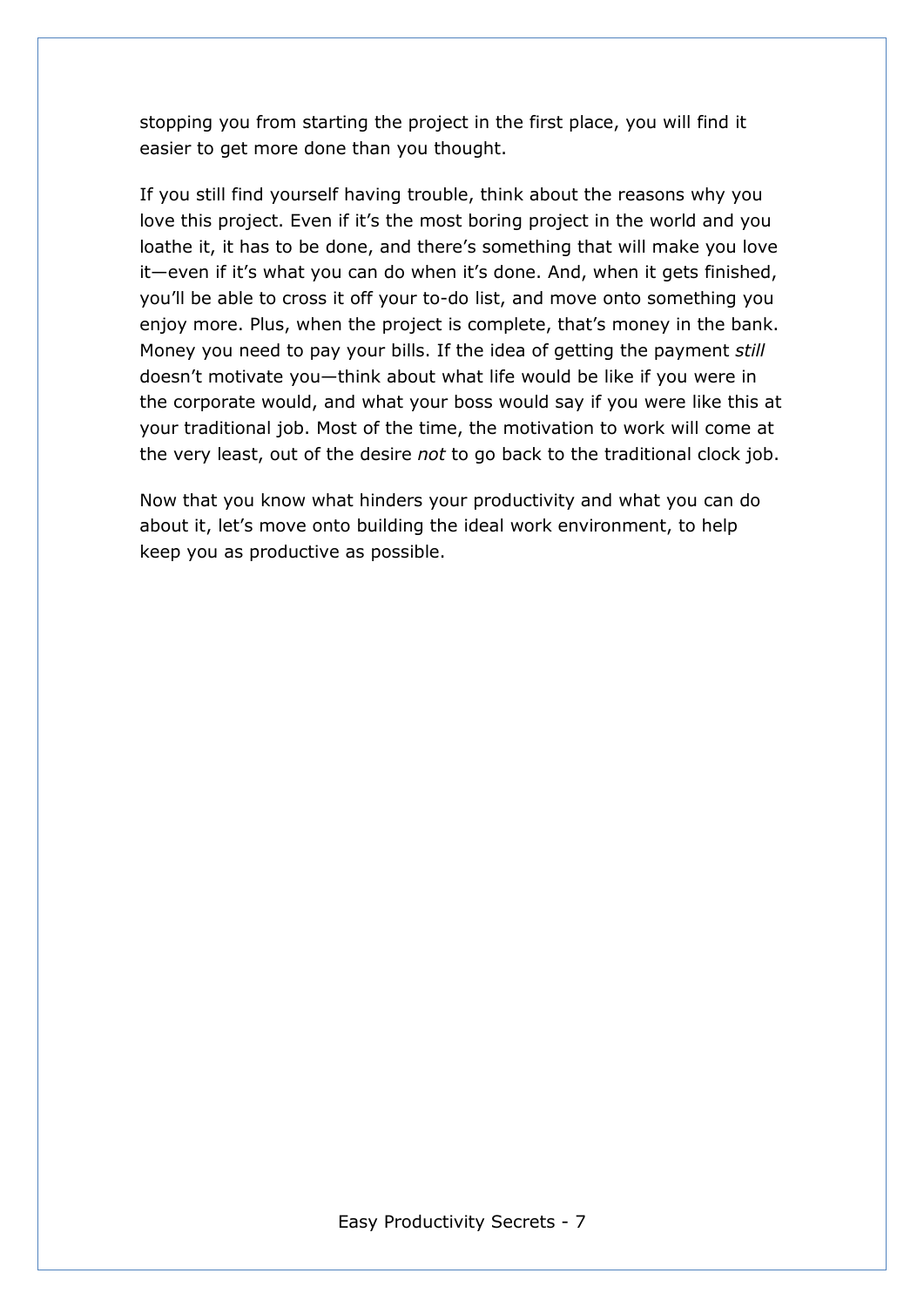stopping you from starting the project in the first place, you will find it easier to get more done than you thought.

If you still find yourself having trouble, think about the reasons why you love this project. Even if it's the most boring project in the world and you loathe it, it has to be done, and there's something that will make you love it—even if it's what you can do when it's done. And, when it gets finished, you'll be able to cross it off your to-do list, and move onto something you enjoy more. Plus, when the project is complete, that's money in the bank. Money you need to pay your bills. If the idea of getting the payment *still* doesn't motivate you—think about what life would be like if you were in the corporate would, and what your boss would say if you were like this at your traditional job. Most of the time, the motivation to work will come at the very least, out of the desire *not* to go back to the traditional clock job.

Now that you know what hinders your productivity and what you can do about it, let's move onto building the ideal work environment, to help keep you as productive as possible.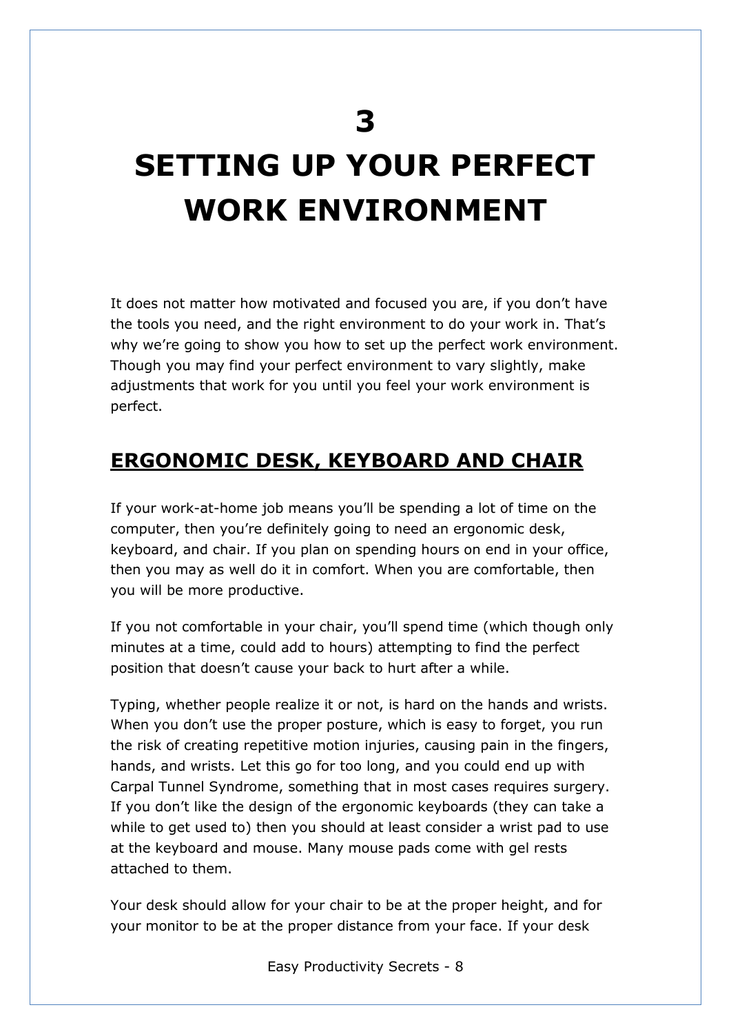# 3

# SETTING UP YOUR PERFECT WORK ENVIRONMENT

It does not matter how motivated and focused you are, if you don't have the tools you need, and the right environment to do your work in. That's why we're going to show you how to set up the perfect work environment. Though you may find your perfect environment to vary slightly, make adjustments that work for you until you feel your work environment is perfect.

## ERGONOMIC DESK, KEYBOARD AND CHAIR

If your work-at-home job means you'll be spending a lot of time on the computer, then you're definitely going to need an ergonomic desk, keyboard, and chair. If you plan on spending hours on end in your office, then you may as well do it in comfort. When you are comfortable, then you will be more productive.

If you not comfortable in your chair, you'll spend time (which though only minutes at a time, could add to hours) attempting to find the perfect position that doesn't cause your back to hurt after a while.

Typing, whether people realize it or not, is hard on the hands and wrists. When you don't use the proper posture, which is easy to forget, you run the risk of creating repetitive motion injuries, causing pain in the fingers, hands, and wrists. Let this go for too long, and you could end up with Carpal Tunnel Syndrome, something that in most cases requires surgery. If you don't like the design of the ergonomic keyboards (they can take a while to get used to) then you should at least consider a wrist pad to use at the keyboard and mouse. Many mouse pads come with gel rests attached to them.

Your desk should allow for your chair to be at the proper height, and for your monitor to be at the proper distance from your face. If your desk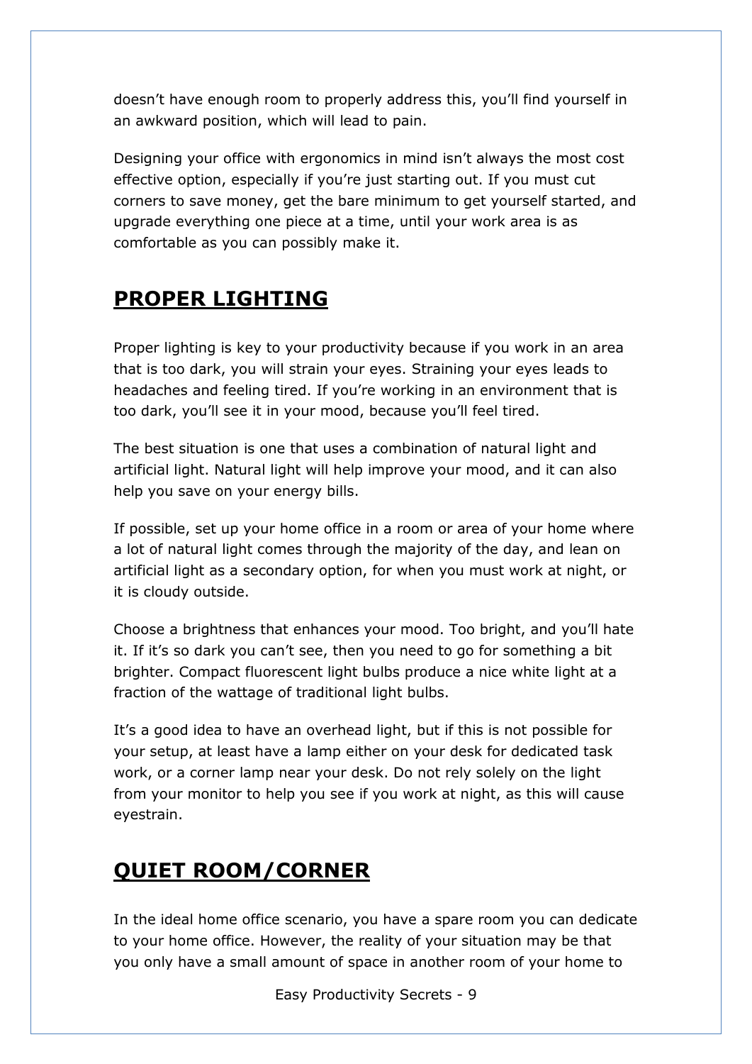doesn’t have enough room to properly address this, you’ll find yourself in an awkward position, which will lead to pain.

Designing your office with ergonomics in mind isn’t always the most cost effective option, especially if you’re just starting out. If you must cut corners to save money, get the bare minimum to get yourself started, and upgrade everything one piece at a time, until your work area is as comfortable as you can possibly make it.

## PROPER LIGHTING

Proper lighting is key to your productivity because if you work in an area that is too dark, you will strain your eyes. Straining your eyes leads to headaches and feeling tired. If you’re working in an environment that is too dark, you’ll see it in your mood, because you’ll feel tired.

The best situation is one that uses a combination of natural light and artificial light. Natural light will help improve your mood, and it can also help you save on your energy bills.

If possible, set up your home office in a room or area of your home where a lot of natural light comes through the majority of the day, and lean on artificial light as a secondary option, for when you must work at night, or it is cloudy outside.

Choose a brightness that enhances your mood. Too bright, and you’ll hate it. If it’s so dark you can’t see, then you need to go for something a bit brighter. Compact fluorescent light bulbs produce a nice white light at a fraction of the wattage of traditional light bulbs.

It’s a good idea to have an overhead light, but if this is not possible for your setup, at least have a lamp either on your desk for dedicated task work, or a corner lamp near your desk. Do not rely solely on the light from your monitor to help you see if you work at night, as this will cause eyestrain.

## QUIET ROOM/CORNER

In the ideal home office scenario, you have a spare room you can dedicate to your home office. However, the reality of your situation may be that you only have a small amount of space in another room of your home to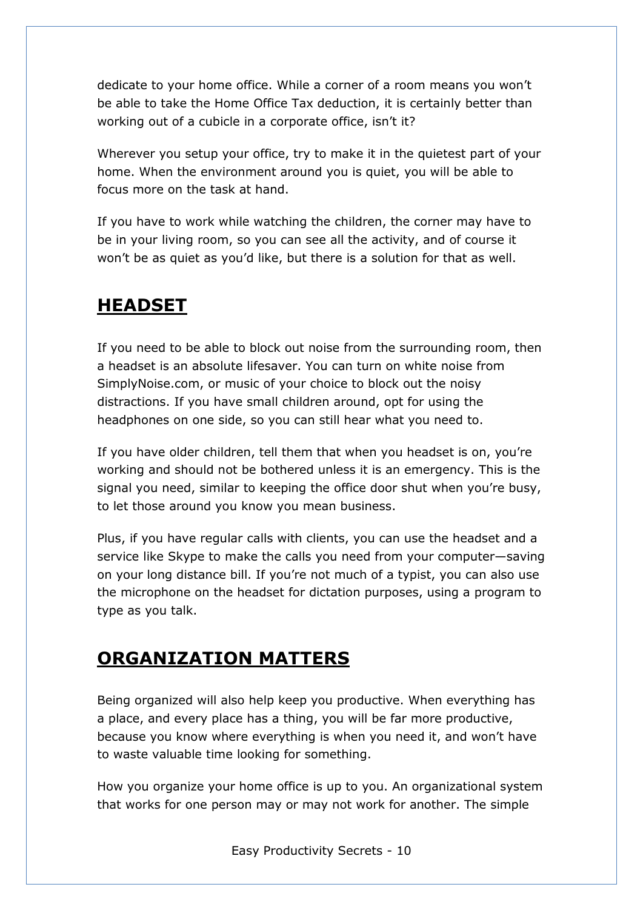dedicate to your home office. While a corner of a room means you won't be able to take the Home Office Tax deduction, it is certainly better than working out of a cubicle in a corporate office, isn't it?

Wherever you setup your office, try to make it in the quietest part of your home. When the environment around you is quiet, you will be able to focus more on the task at hand.

If you have to work while watching the children, the corner may have to be in your living room, so you can see all the activity, and of course it won't be as quiet as you'd like, but there is a solution for that as well.

## HEADSET

If you need to be able to block out noise from the surrounding room, then a headset is an absolute lifesaver. You can turn on white noise from SimplyNoise.com, or music of your choice to block out the noisy distractions. If you have small children around, opt for using the headphones on one side, so you can still hear what you need to.

If you have older children, tell them that when you headset is on, you're working and should not be bothered unless it is an emergency. This is the signal you need, similar to keeping the office door shut when you're busy, to let those around you know you mean business.

Plus, if you have regular calls with clients, you can use the headset and a service like Skype to make the calls you need from your computer—saving on your long distance bill. If you're not much of a typist, you can also use the microphone on the headset for dictation purposes, using a program to type as you talk.

## ORGANIZATION MATTERS

Being organized will also help keep you productive. When everything has a place, and every place has a thing, you will be far more productive, because you know where everything is when you need it, and won't have to waste valuable time looking for something.

How you organize your home office is up to you. An organizational system that works for one person may or may not work for another. The simple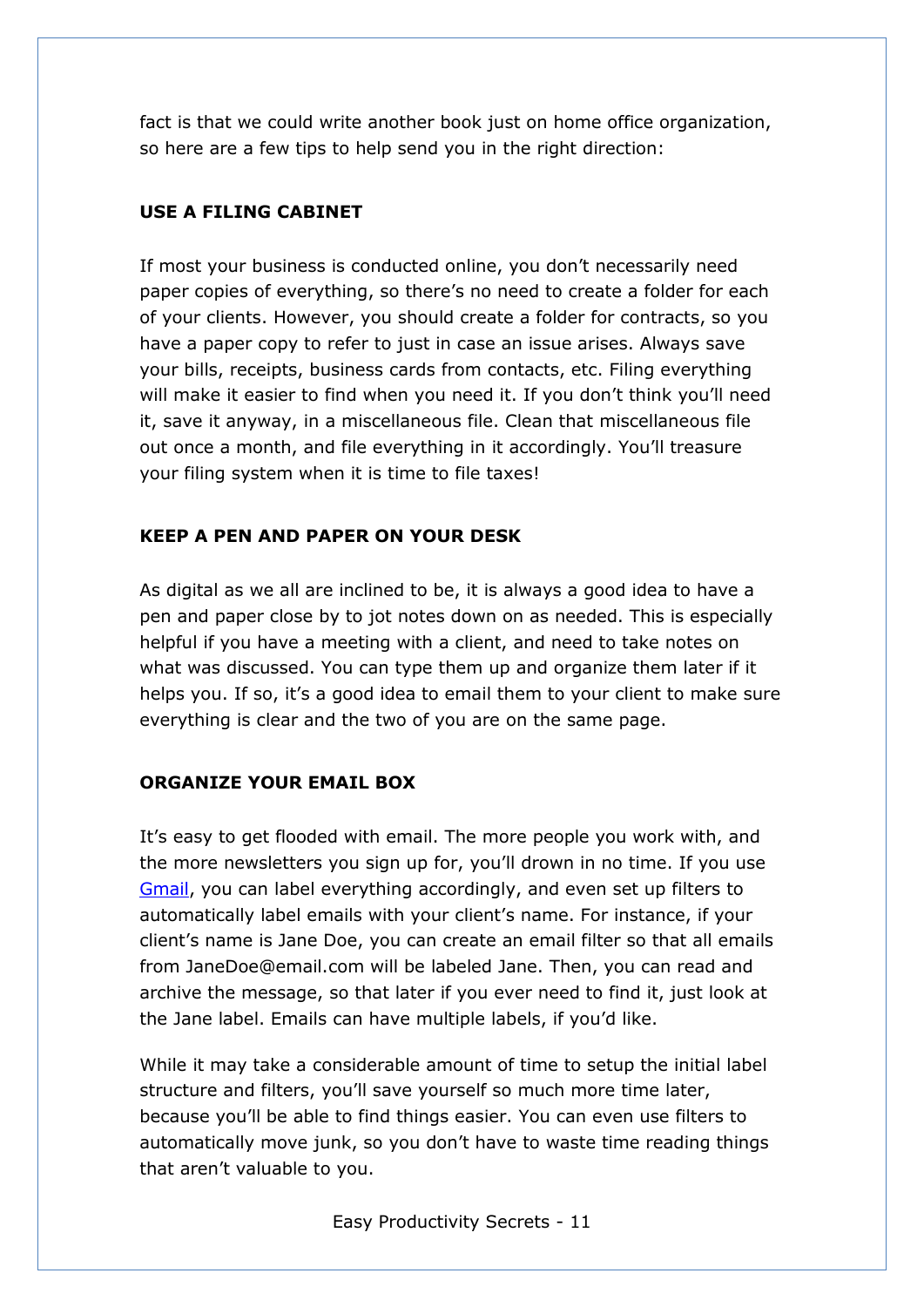fact is that we could write another book just on home office organization, so here are a few tips to help send you in the right direction:

## USE A FILING CABINET

If most your business is conducted online, you don't necessarily need paper copies of everything, so there's no need to create a folder for each of your clients. However, you should create a folder for contracts, so you have a paper copy to refer to just in case an issue arises. Always save your bills, receipts, business cards from contacts, etc. Filing everything will make it easier to find when you need it. If you don't think you'll need it, save it anyway, in a miscellaneous file. Clean that miscellaneous file out once a month, and file everything in it accordingly. You'll treasure your filing system when it is time to file taxes!

## KEEP A PEN AND PAPER ON YOUR DESK

As digital as we all are inclined to be, it is always a good idea to have a pen and paper close by to jot notes down on as needed. This is especially helpful if you have a meeting with a client, and need to take notes on what was discussed. You can type them up and organize them later if it helps you. If so, it's a good idea to email them to your client to make sure everything is clear and the two of you are on the same page.

## ORGANIZE YOUR EMAIL BOX

It's easy to get flooded with email. The more people you work with, and the more newsletters you sign up for, you'll drown in no time. If you use Gmail, you can label everything accordingly, and even set up filters to automatically label emails with your client's name. For instance, if your client's name is Jane Doe, you can create an email filter so that all emails from JaneDoe@email.com will be labeled Jane. Then, you can read and archive the message, so that later if you ever need to find it, just look at the Jane label. Emails can have multiple labels, if you'd like.

While it may take a considerable amount of time to setup the initial label structure and filters, you'll save yourself so much more time later, because you'll be able to find things easier. You can even use filters to automatically move junk, so you don't have to waste time reading things that aren't valuable to you.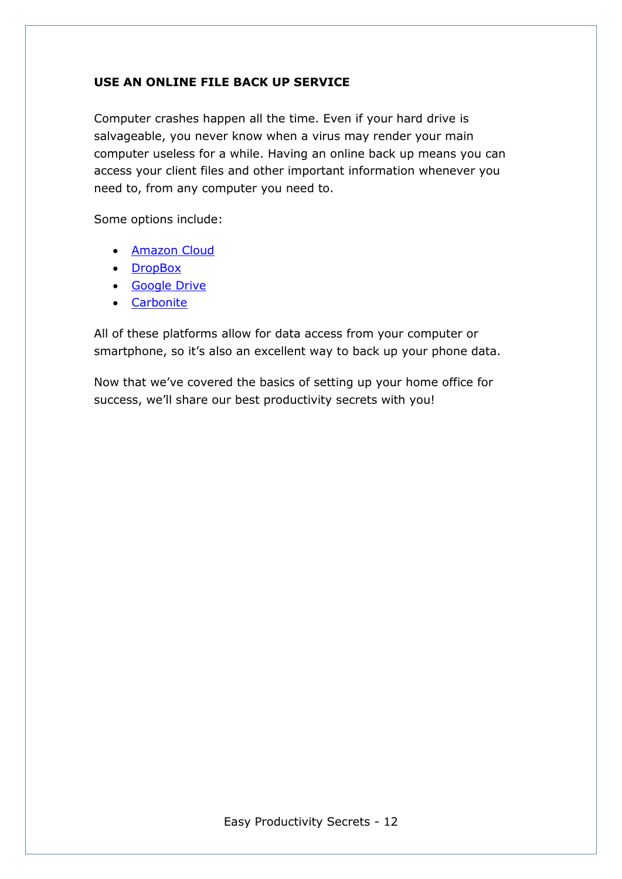## USE AN ONLINE FILE BACK UP SERVICE

Computer crashes happen all the time. Even if your hard drive is salvageable, you never know when a virus may render your main computer useless for a while. Having an online back up means you can access your client files and other important information whenever you need to, from any computer you need to.

Some options include:

- Amazon Cloud
- DropBox
- Google Drive
- Carbonite

All of these platforms allow for data access from your computer or smartphone, so it's also an excellent way to back up your phone data.

Now that we've covered the basics of setting up your home office for success, we'll share our best productivity secrets with you!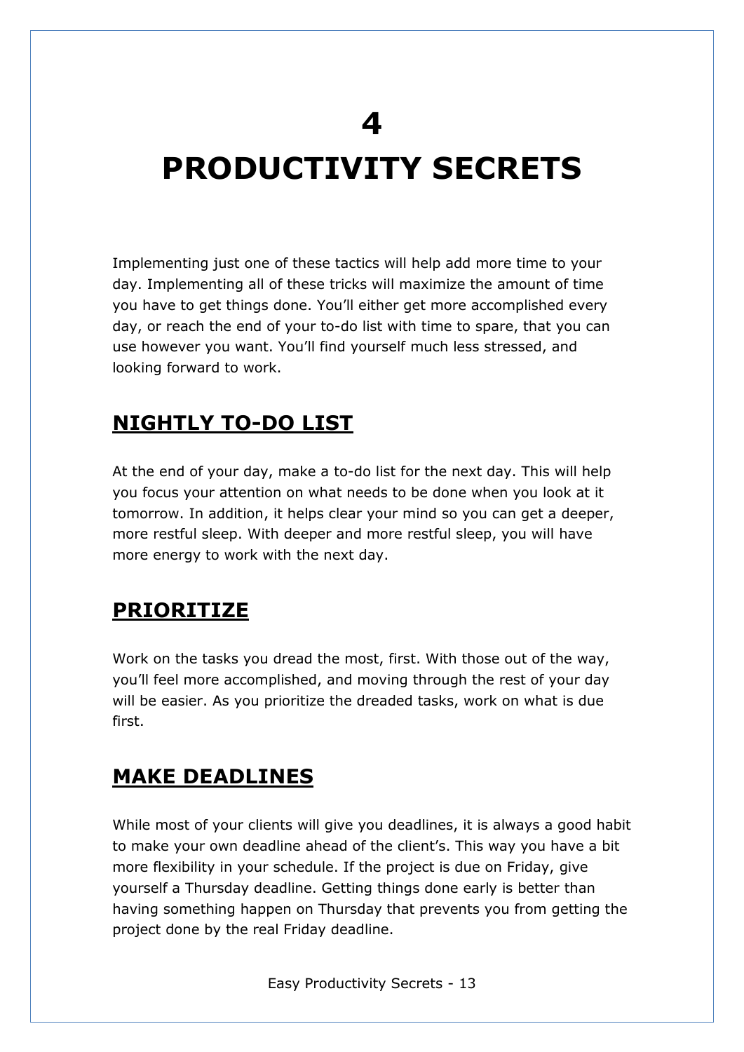# 4
# PRODUCTIVITY SECRETS

Implementing just one of these tactics will help add more time to your day. Implementing all of these tricks will maximize the amount of time you have to get things done. You'll either get more accomplished every day, or reach the end of your to-do list with time to spare, that you can use however you want. You'll find yourself much less stressed, and looking forward to work.

## NIGHTLY TO-DO LIST

At the end of your day, make a to-do list for the next day. This will help you focus your attention on what needs to be done when you look at it tomorrow. In addition, it helps clear your mind so you can get a deeper, more restful sleep. With deeper and more restful sleep, you will have more energy to work with the next day.

## PRIORITIZE

Work on the tasks you dread the most, first. With those out of the way, you'll feel more accomplished, and moving through the rest of your day will be easier. As you prioritize the dreaded tasks, work on what is due first.

## MAKE DEADLINES

While most of your clients will give you deadlines, it is always a good habit to make your own deadline ahead of the client's. This way you have a bit more flexibility in your schedule. If the project is due on Friday, give yourself a Thursday deadline. Getting things done early is better than having something happen on Thursday that prevents you from getting the project done by the real Friday deadline.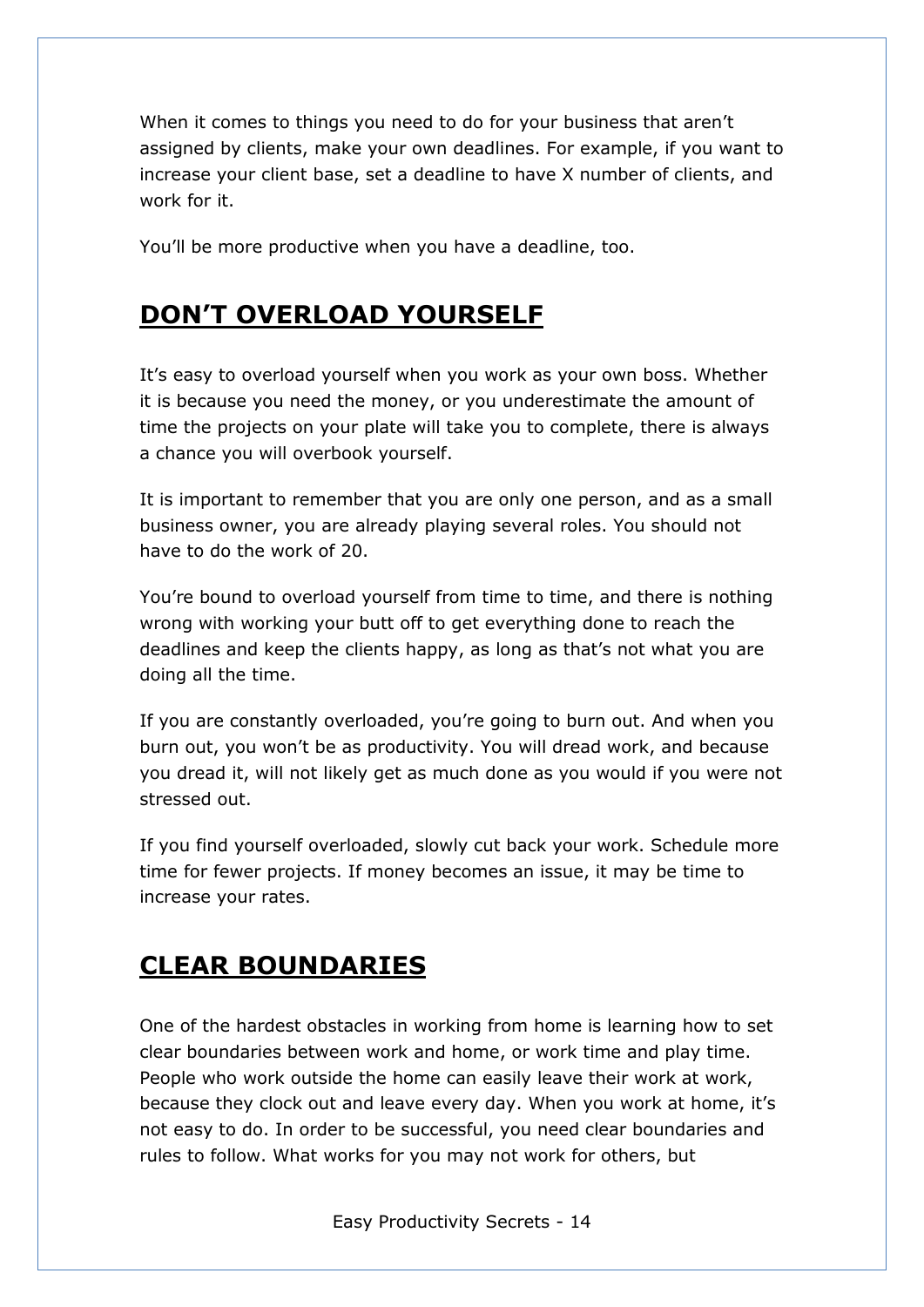When it comes to things you need to do for your business that aren't assigned by clients, make your own deadlines. For example, if you want to increase your client base, set a deadline to have X number of clients, and work for it.

You'll be more productive when you have a deadline, too.

## DON'T OVERLOAD YOURSELF

It's easy to overload yourself when you work as your own boss. Whether it is because you need the money, or you underestimate the amount of time the projects on your plate will take you to complete, there is always a chance you will overbook yourself.

It is important to remember that you are only one person, and as a small business owner, you are already playing several roles. You should not have to do the work of 20.

You're bound to overload yourself from time to time, and there is nothing wrong with working your butt off to get everything done to reach the deadlines and keep the clients happy, as long as that's not what you are doing all the time.

If you are constantly overloaded, you're going to burn out. And when you burn out, you won't be as productivity. You will dread work, and because you dread it, will not likely get as much done as you would if you were not stressed out.

If you find yourself overloaded, slowly cut back your work. Schedule more time for fewer projects. If money becomes an issue, it may be time to increase your rates.

## CLEAR BOUNDARIES

One of the hardest obstacles in working from home is learning how to set clear boundaries between work and home, or work time and play time. People who work outside the home can easily leave their work at work, because they clock out and leave every day. When you work at home, it's not easy to do. In order to be successful, you need clear boundaries and rules to follow. What works for you may not work for others, but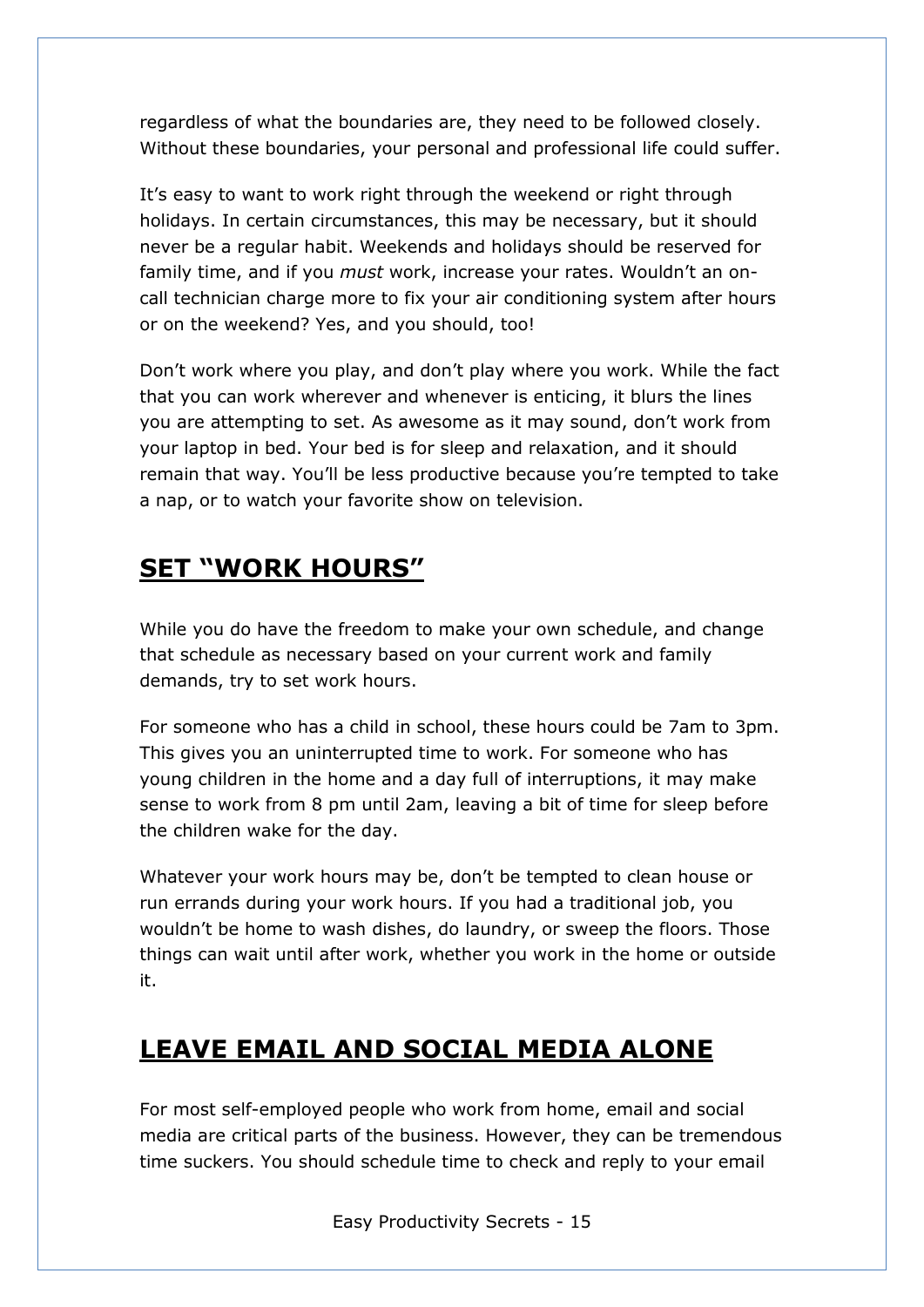regardless of what the boundaries are, they need to be followed closely. Without these boundaries, your personal and professional life could suffer.

It's easy to want to work right through the weekend or right through holidays. In certain circumstances, this may be necessary, but it should never be a regular habit. Weekends and holidays should be reserved for family time, and if you *must* work, increase your rates. Wouldn't an on-call technician charge more to fix your air conditioning system after hours or on the weekend? Yes, and you should, too!

Don't work where you play, and don't play where you work. While the fact that you can work wherever and whenever is enticing, it blurs the lines you are attempting to set. As awesome as it may sound, don't work from your laptop in bed. Your bed is for sleep and relaxation, and it should remain that way. You'll be less productive because you're tempted to take a nap, or to watch your favorite show on television.

## SET "WORK HOURS"

While you do have the freedom to make your own schedule, and change that schedule as necessary based on your current work and family demands, try to set work hours.

For someone who has a child in school, these hours could be 7am to 3pm. This gives you an uninterrupted time to work. For someone who has young children in the home and a day full of interruptions, it may make sense to work from 8 pm until 2am, leaving a bit of time for sleep before the children wake for the day.

Whatever your work hours may be, don't be tempted to clean house or run errands during your work hours. If you had a traditional job, you wouldn't be home to wash dishes, do laundry, or sweep the floors. Those things can wait until after work, whether you work in the home or outside it.

## LEAVE EMAIL AND SOCIAL MEDIA ALONE

For most self-employed people who work from home, email and social media are critical parts of the business. However, they can be tremendous time suckers. You should schedule time to check and reply to your email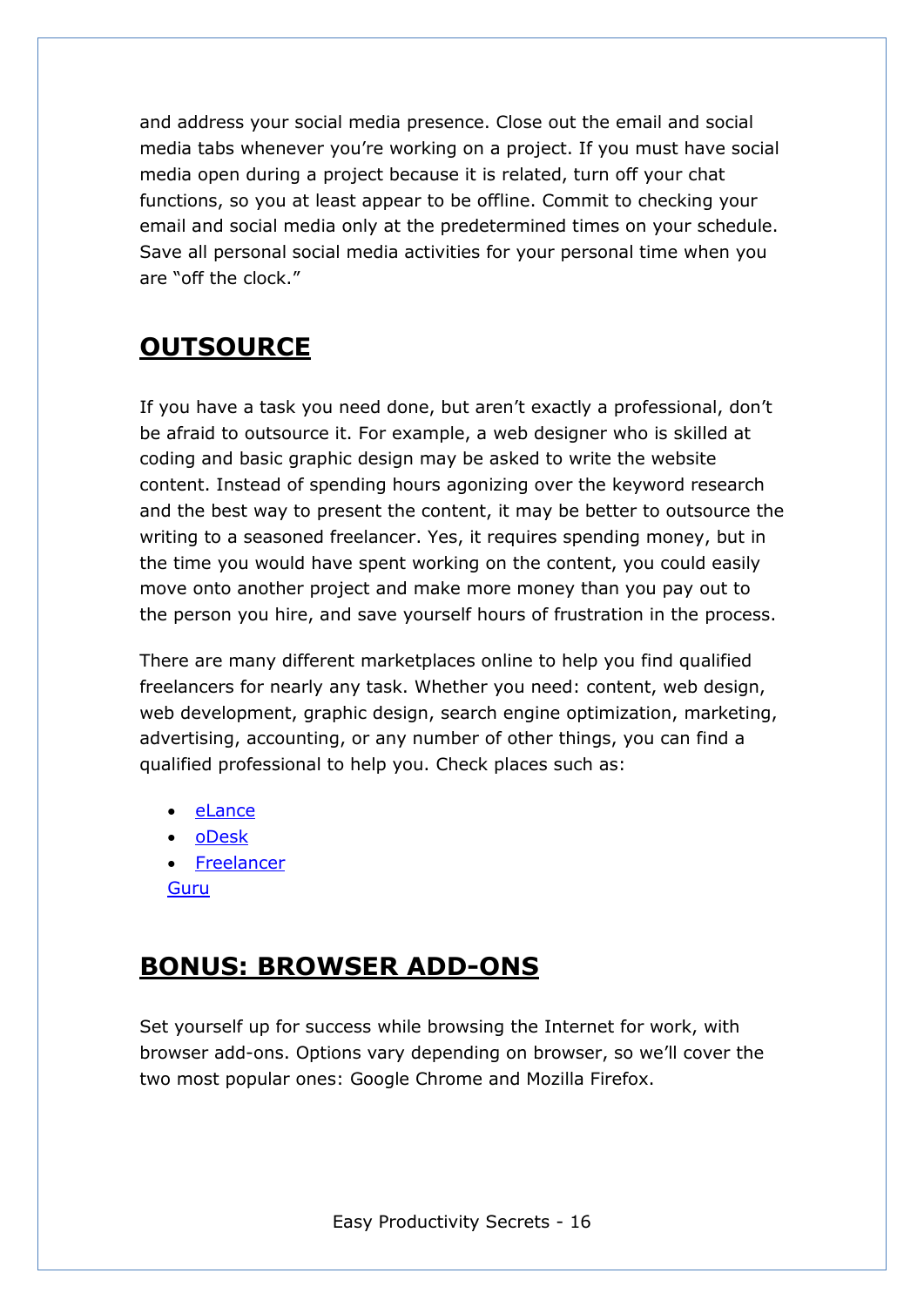and address your social media presence. Close out the email and social media tabs whenever you're working on a project. If you must have social media open during a project because it is related, turn off your chat functions, so you at least appear to be offline. Commit to checking your email and social media only at the predetermined times on your schedule. Save all personal social media activities for your personal time when you are "off the clock."

## OUTSOURCE

If you have a task you need done, but aren't exactly a professional, don't be afraid to outsource it. For example, a web designer who is skilled at coding and basic graphic design may be asked to write the website content. Instead of spending hours agonizing over the keyword research and the best way to present the content, it may be better to outsource the writing to a seasoned freelancer. Yes, it requires spending money, but in the time you would have spent working on the content, you could easily move onto another project and make more money than you pay out to the person you hire, and save yourself hours of frustration in the process.

There are many different marketplaces online to help you find qualified freelancers for nearly any task. Whether you need: content, web design, web development, graphic design, search engine optimization, marketing, advertising, accounting, or any number of other things, you can find a qualified professional to help you. Check places such as:

- eLance
- oDesk
- Freelancer

Guru

## BONUS: BROWSER ADD-ONS

Set yourself up for success while browsing the Internet for work, with browser add-ons. Options vary depending on browser, so we'll cover the two most popular ones: Google Chrome and Mozilla Firefox.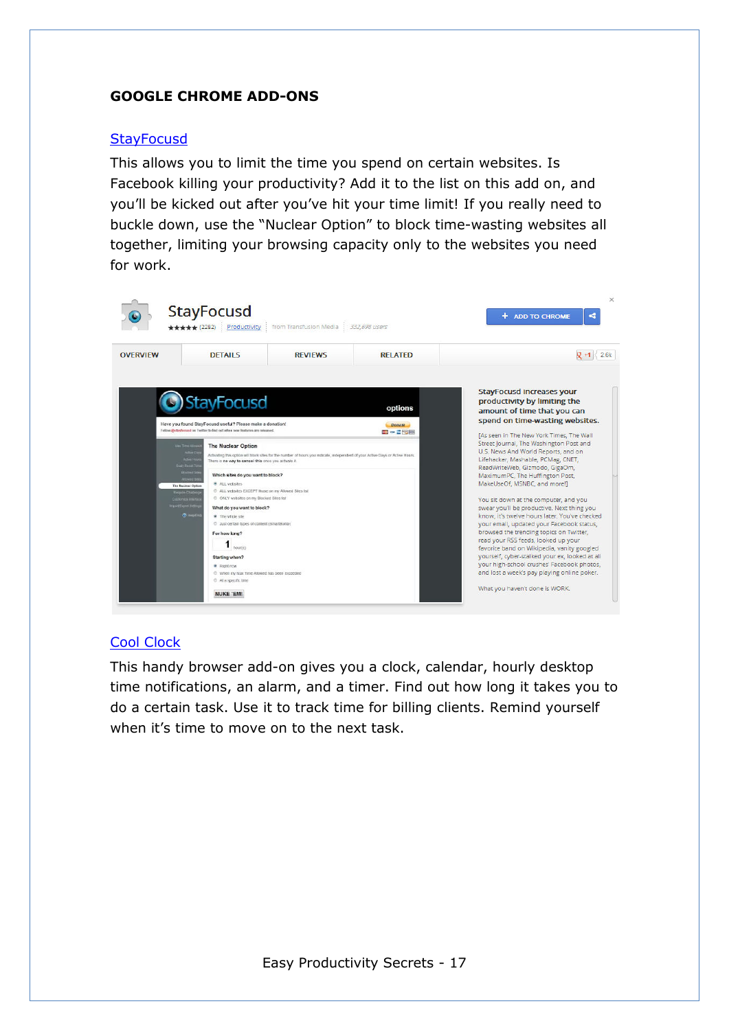## GOOGLE CHROME ADD-ONS

### StayFocusd

This allows you to limit the time you spend on certain websites. Is Facebook killing your productivity? Add it to the list on this add on, and you'll be kicked out after you've hit your time limit! If you really need to buckle down, use the "Nuclear Option" to block time-wasting websites all together, limiting your browsing capacity only to the websites you need for work.

### Cool Clock

This handy browser add-on gives you a clock, calendar, hourly desktop time notifications, an alarm, and a timer. Find out how long it takes you to do a certain task. Use it to track time for billing clients. Remind yourself when it's time to move on to the next task.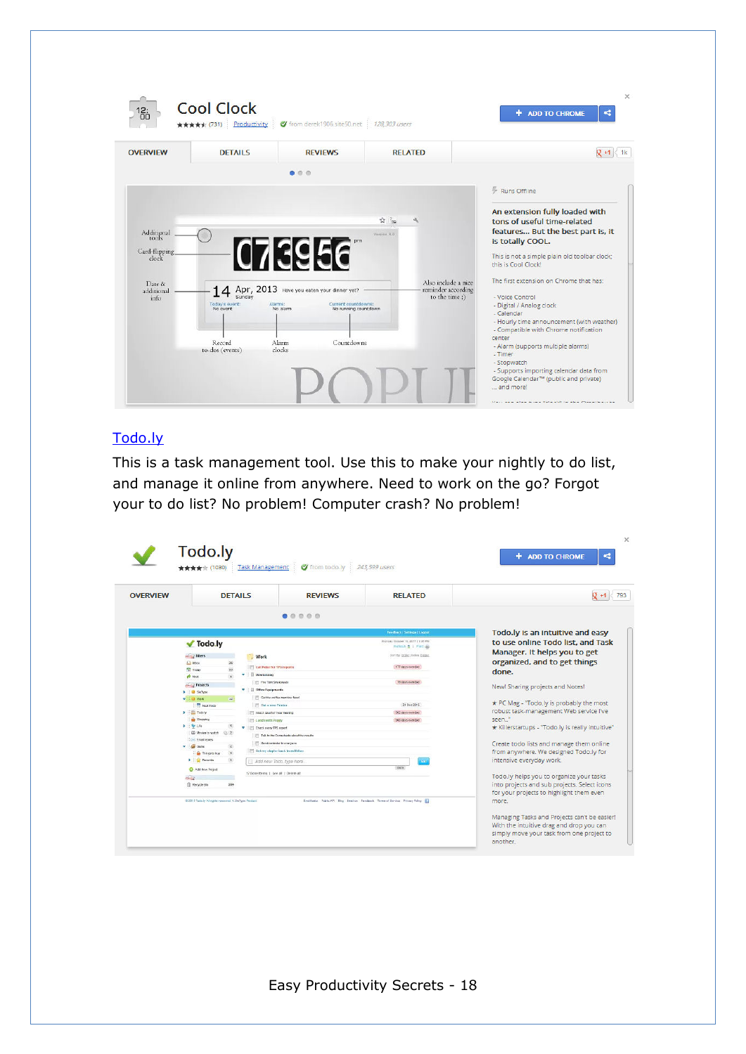[Todo.ly](#)

This is a task management tool. Use this to make your nightly to do list, and manage it online from anywhere. Need to work on the go? Forgot your to do list? No problem! Computer crash? No problem!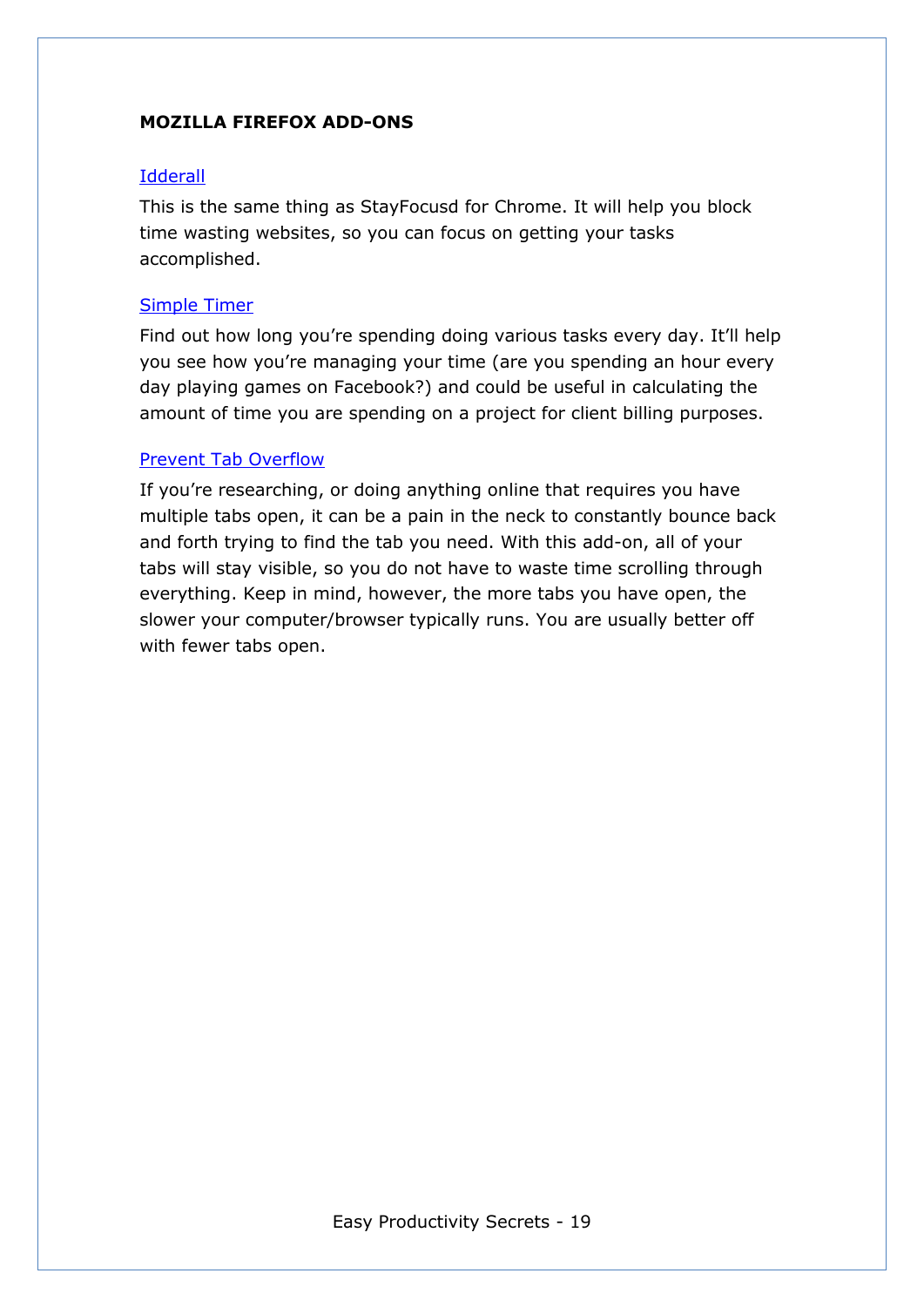## MOZILLA FIREFOX ADD-ONS

### Idderall

This is the same thing as StayFocusd for Chrome. It will help you block time wasting websites, so you can focus on getting your tasks accomplished.

### Simple Timer

Find out how long you're spending doing various tasks every day. It'll help you see how you're managing your time (are you spending an hour every day playing games on Facebook?) and could be useful in calculating the amount of time you are spending on a project for client billing purposes.

### Prevent Tab Overflow

If you're researching, or doing anything online that requires you have multiple tabs open, it can be a pain in the neck to constantly bounce back and forth trying to find the tab you need. With this add-on, all of your tabs will stay visible, so you do not have to waste time scrolling through everything. Keep in mind, however, the more tabs you have open, the slower your computer/browser typically runs. You are usually better off with fewer tabs open.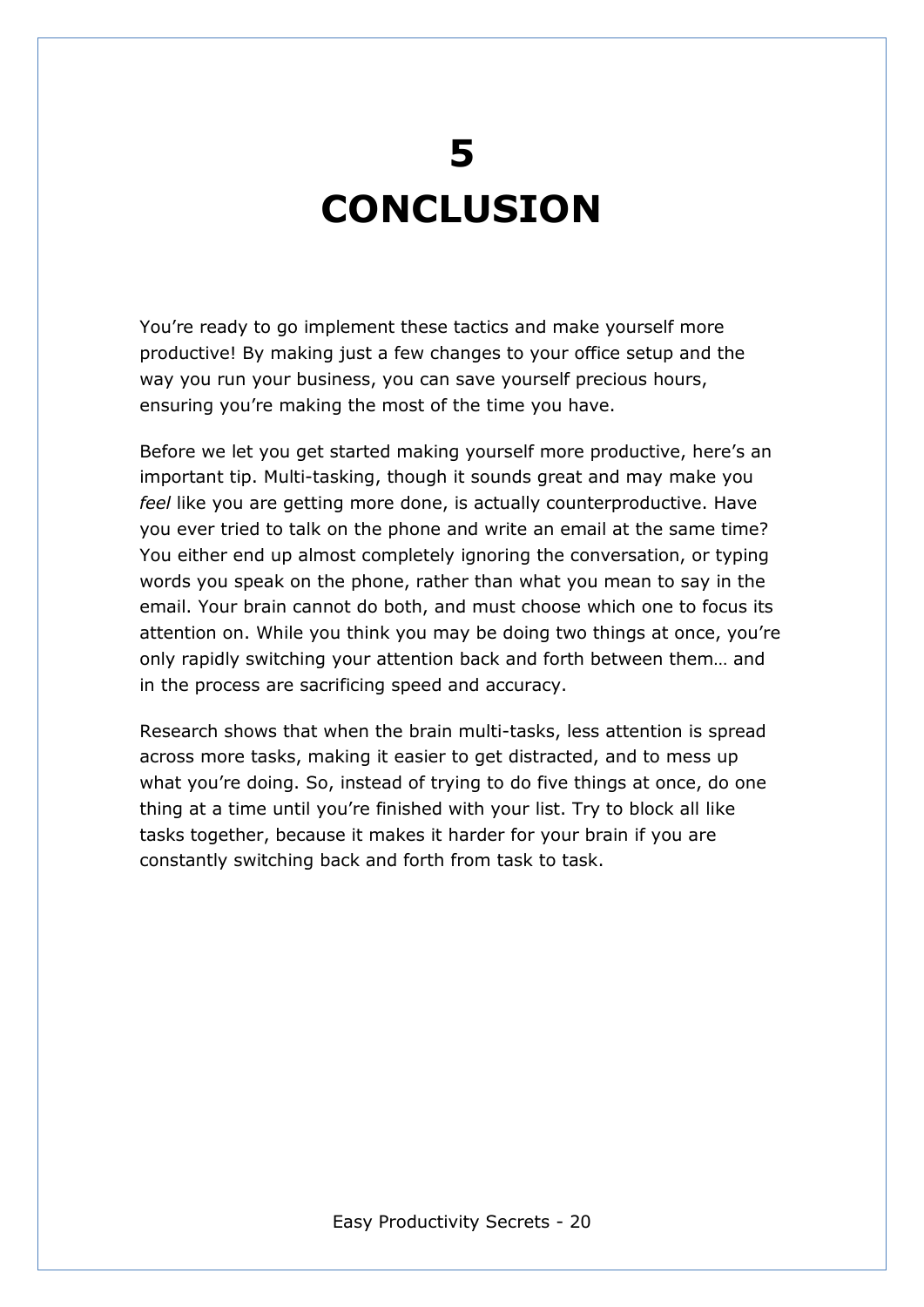# 5 CONCLUSION

You're ready to go implement these tactics and make yourself more productive! By making just a few changes to your office setup and the way you run your business, you can save yourself precious hours, ensuring you're making the most of the time you have.

Before we let you get started making yourself more productive, here's an important tip. Multi-tasking, though it sounds great and may make you *feel* like you are getting more done, is actually counterproductive. Have you ever tried to talk on the phone and write an email at the same time? You either end up almost completely ignoring the conversation, or typing words you speak on the phone, rather than what you mean to say in the email. Your brain cannot do both, and must choose which one to focus its attention on. While you think you may be doing two things at once, you're only rapidly switching your attention back and forth between them… and in the process are sacrificing speed and accuracy.

Research shows that when the brain multi-tasks, less attention is spread across more tasks, making it easier to get distracted, and to mess up what you're doing. So, instead of trying to do five things at once, do one thing at a time until you're finished with your list. Try to block all like tasks together, because it makes it harder for your brain if you are constantly switching back and forth from task to task.